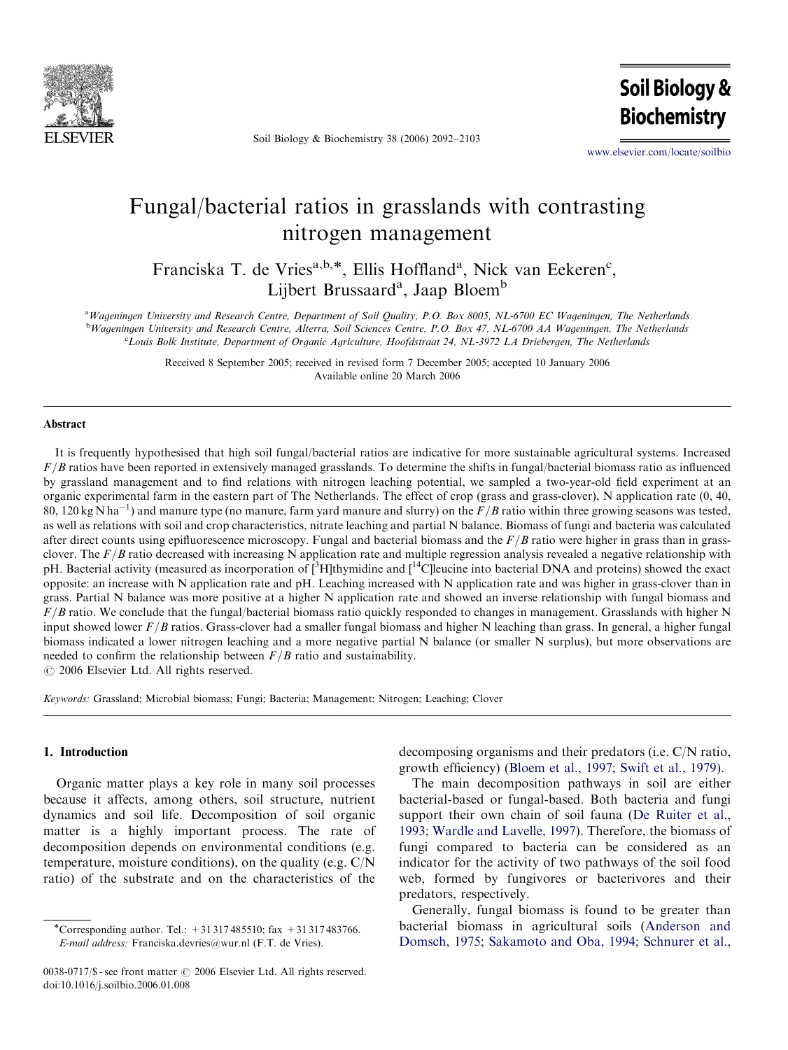# Fungal/bacterial ratios in grasslands with contrasting nitrogen management

Franciska T. de Vries[a,b,*], Ellis Hoffland[a], Nick van Eekeren[c], Lijbert Brussaard[a], Jaap Bloem[b]

[a] Wageningen University and Research Centre, Department of Soil Quality, P.O. Box 8005, NL-6700 EC Wageningen, The Netherlands
[b] Wageningen University and Research Centre, Alterra, Soil Sciences Centre, P.O. Box 47, NL-6700 AA Wageningen, The Netherlands
[c] Louis Bolk Institute, Department of Organic Agriculture, Hoofdstraat 24, NL-3972 LA Driebergen, The Netherlands

Received 8 September 2005; received in revised form 7 December 2005; accepted 10 January 2006
Available online 20 March 2006

## Abstract

It is frequently hypothesised that high soil fungal/bacterial ratios are indicative for more sustainable agricultural systems. Increased $F/B$ ratios have been reported in extensively managed grasslands. To determine the shifts in fungal/bacterial biomass ratio as influenced by grassland management and to find relations with nitrogen leaching potential, we sampled a two-year-old field experiment at an organic experimental farm in the eastern part of The Netherlands. The effect of crop (grass and grass-clover), N application rate (0, 40, 80, 120 kg N ha$^{-1}$) and manure type (no manure, farm yard manure and slurry) on the $F/B$ ratio within three growing seasons was tested, as well as relations with soil and crop characteristics, nitrate leaching and partial N balance. Biomass of fungi and bacteria was calculated after direct counts using epifluorescence microscopy. Fungal and bacterial biomass and the $F/B$ ratio were higher in grass than in grass-clover. The $F/B$ ratio decreased with increasing N application rate and multiple regression analysis revealed a negative relationship with pH. Bacterial activity (measured as incorporation of [$^3$H]thymidine and [$^{14}$C]leucine into bacterial DNA and proteins) showed the exact opposite: an increase with N application rate and pH. Leaching increased with N application rate and was higher in grass-clover than in grass. Partial N balance was more positive at a higher N application rate and showed an inverse relationship with fungal biomass and $F/B$ ratio. We conclude that the fungal/bacterial biomass ratio quickly responded to changes in management. Grasslands with higher N input showed lower $F/B$ ratios. Grass-clover had a smaller fungal biomass and higher N leaching than grass. In general, a higher fungal biomass indicated a lower nitrogen leaching and a more negative partial N balance (or smaller N surplus), but more observations are needed to confirm the relationship between $F/B$ ratio and sustainability.
© 2006 Elsevier Ltd. All rights reserved.

*Keywords:* Grassland; Microbial biomass; Fungi; Bacteria; Management; Nitrogen; Leaching; Clover

## 1. Introduction

Organic matter plays a key role in many soil processes because it affects, among others, soil structure, nutrient dynamics and soil life. Decomposition of soil organic matter is a highly important process. The rate of decomposition depends on environmental conditions (e.g. temperature, moisture conditions), on the quality (e.g. C/N ratio) of the substrate and on the characteristics of the decomposing organisms and their predators (i.e. C/N ratio, growth efficiency) (Bloem et al., 1997; Swift et al., 1979).

The main decomposition pathways in soil are either bacterial-based or fungal-based. Both bacteria and fungi support their own chain of soil fauna (De Ruiter et al., 1993; Wardle and Lavelle, 1997). Therefore, the biomass of fungi compared to bacteria can be considered as an indicator for the activity of two pathways of the soil food web, formed by fungivores or bacterivores and their predators, respectively.

Generally, fungal biomass is found to be greater than bacterial biomass in agricultural soils (Anderson and Domsch, 1975; Sakamoto and Oba, 1994; Schnurer et al.,

*Corresponding author. Tel.: +31 317 485510; fax +31 317 483766.
E-mail address: Franciska.devries@wur.nl (F.T. de Vries).

0038-0717/$ - see front matter © 2006 Elsevier Ltd. All rights reserved.
doi:10.1016/j.soilbio.2006.01.008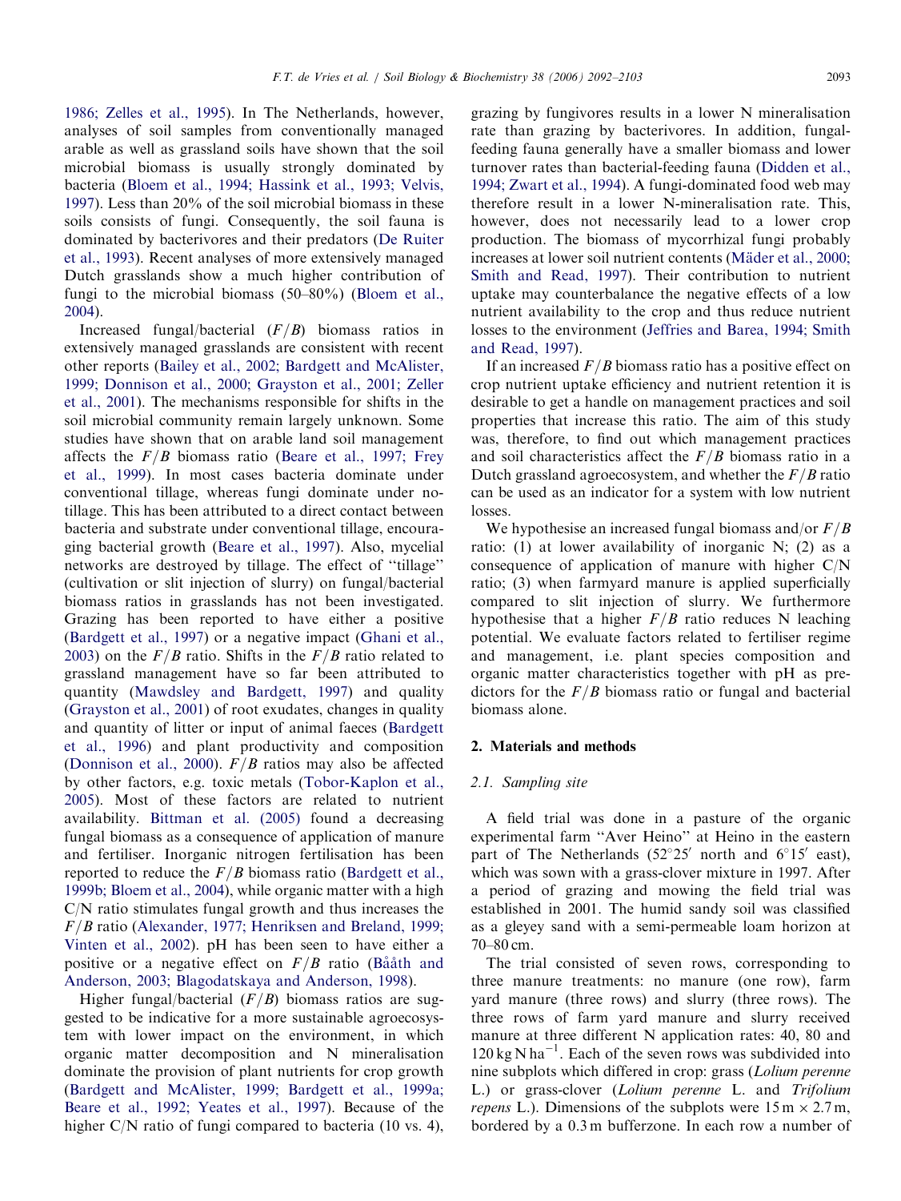1986; Zelles et al., 1995). In The Netherlands, however, analyses of soil samples from conventionally managed arable as well as grassland soils have shown that the soil microbial biomass is usually strongly dominated by bacteria (Bloem et al., 1994; Hassink et al., 1993; Velvis, 1997). Less than 20% of the soil microbial biomass in these soils consists of fungi. Consequently, the soil fauna is dominated by bacterivores and their predators (De Ruiter et al., 1993). Recent analyses of more extensively managed Dutch grasslands show a much higher contribution of fungi to the microbial biomass (50–80%) (Bloem et al., 2004).

Increased fungal/bacterial ($F/B$) biomass ratios in extensively managed grasslands are consistent with recent other reports (Bailey et al., 2002; Bardgett and McAlister, 1999; Donnison et al., 2000; Grayston et al., 2001; Zeller et al., 2001). The mechanisms responsible for shifts in the soil microbial community remain largely unknown. Some studies have shown that on arable land soil management affects the $F/B$ biomass ratio (Beare et al., 1997; Frey et al., 1999). In most cases bacteria dominate under conventional tillage, whereas fungi dominate under no-tillage. This has been attributed to a direct contact between bacteria and substrate under conventional tillage, encouraging bacterial growth (Beare et al., 1997). Also, mycelial networks are destroyed by tillage. The effect of ''tillage'' (cultivation or slit injection of slurry) on fungal/bacterial biomass ratios in grasslands has not been investigated. Grazing has been reported to have either a positive (Bardgett et al., 1997) or a negative impact (Ghani et al., 2003) on the $F/B$ ratio. Shifts in the $F/B$ ratio related to grassland management have so far been attributed to quantity (Mawdsley and Bardgett, 1997) and quality (Grayston et al., 2001) of root exudates, changes in quality and quantity of litter or input of animal faeces (Bardgett et al., 1996) and plant productivity and composition (Donnison et al., 2000). $F/B$ ratios may also be affected by other factors, e.g. toxic metals (Tobor-Kaplon et al., 2005). Most of these factors are related to nutrient availability. Bittman et al. (2005) found a decreasing fungal biomass as a consequence of application of manure and fertiliser. Inorganic nitrogen fertilisation has been reported to reduce the $F/B$ biomass ratio (Bardgett et al., 1999b; Bloem et al., 2004), while organic matter with a high C/N ratio stimulates fungal growth and thus increases the $F/B$ ratio (Alexander, 1977; Henriksen and Breland, 1999; Vinten et al., 2002). pH has been seen to have either a positive or a negative effect on $F/B$ ratio (Bååth and Anderson, 2003; Blagodatskaya and Anderson, 1998).

Higher fungal/bacterial ($F/B$) biomass ratios are suggested to be indicative for a more sustainable agroecosystem with lower impact on the environment, in which organic matter decomposition and N mineralisation dominate the provision of plant nutrients for crop growth (Bardgett and McAlister, 1999; Bardgett et al., 1999a; Beare et al., 1992; Yeates et al., 1997). Because of the higher C/N ratio of fungi compared to bacteria (10 vs. 4), grazing by fungivores results in a lower N mineralisation rate than grazing by bacterivores. In addition, fungal-feeding fauna generally have a smaller biomass and lower turnover rates than bacterial-feeding fauna (Didden et al., 1994; Zwart et al., 1994). A fungi-dominated food web may therefore result in a lower N-mineralisation rate. This, however, does not necessarily lead to a lower crop production. The biomass of mycorrhizal fungi probably increases at lower soil nutrient contents (Mäder et al., 2000; Smith and Read, 1997). Their contribution to nutrient uptake may counterbalance the negative effects of a low nutrient availability to the crop and thus reduce nutrient losses to the environment (Jeffries and Barea, 1994; Smith and Read, 1997).

If an increased $F/B$ biomass ratio has a positive effect on crop nutrient uptake efficiency and nutrient retention it is desirable to get a handle on management practices and soil properties that increase this ratio. The aim of this study was, therefore, to find out which management practices and soil characteristics affect the $F/B$ biomass ratio in a Dutch grassland agroecosystem, and whether the $F/B$ ratio can be used as an indicator for a system with low nutrient losses.

We hypothesise an increased fungal biomass and/or $F/B$ ratio: (1) at lower availability of inorganic N; (2) as a consequence of application of manure with higher C/N ratio; (3) when farmyard manure is applied superficially compared to slit injection of slurry. We furthermore hypothesise that a higher $F/B$ ratio reduces N leaching potential. We evaluate factors related to fertiliser regime and management, i.e. plant species composition and organic matter characteristics together with pH as predictors for the $F/B$ biomass ratio or fungal and bacterial biomass alone.

## 2. Materials and methods

### 2.1. Sampling site

A field trial was done in a pasture of the organic experimental farm ''Aver Heino'' at Heino in the eastern part of The Netherlands (52°25′ north and 6°15′ east), which was sown with a grass-clover mixture in 1997. After a period of grazing and mowing the field trial was established in 2001. The humid sandy soil was classified as a gleyey sand with a semi-permeable loam horizon at 70–80 cm.

The trial consisted of seven rows, corresponding to three manure treatments: no manure (one row), farm yard manure (three rows) and slurry (three rows). The three rows of farm yard manure and slurry received manure at three different N application rates: 40, 80 and 120 kg N ha$^{-1}$. Each of the seven rows was subdivided into nine subplots which differed in crop: grass (*Lolium perenne* L.) or grass-clover (*Lolium perenne* L. and *Trifolium repens* L.). Dimensions of the subplots were 15 m × 2.7 m, bordered by a 0.3 m bufferzone. In each row a number of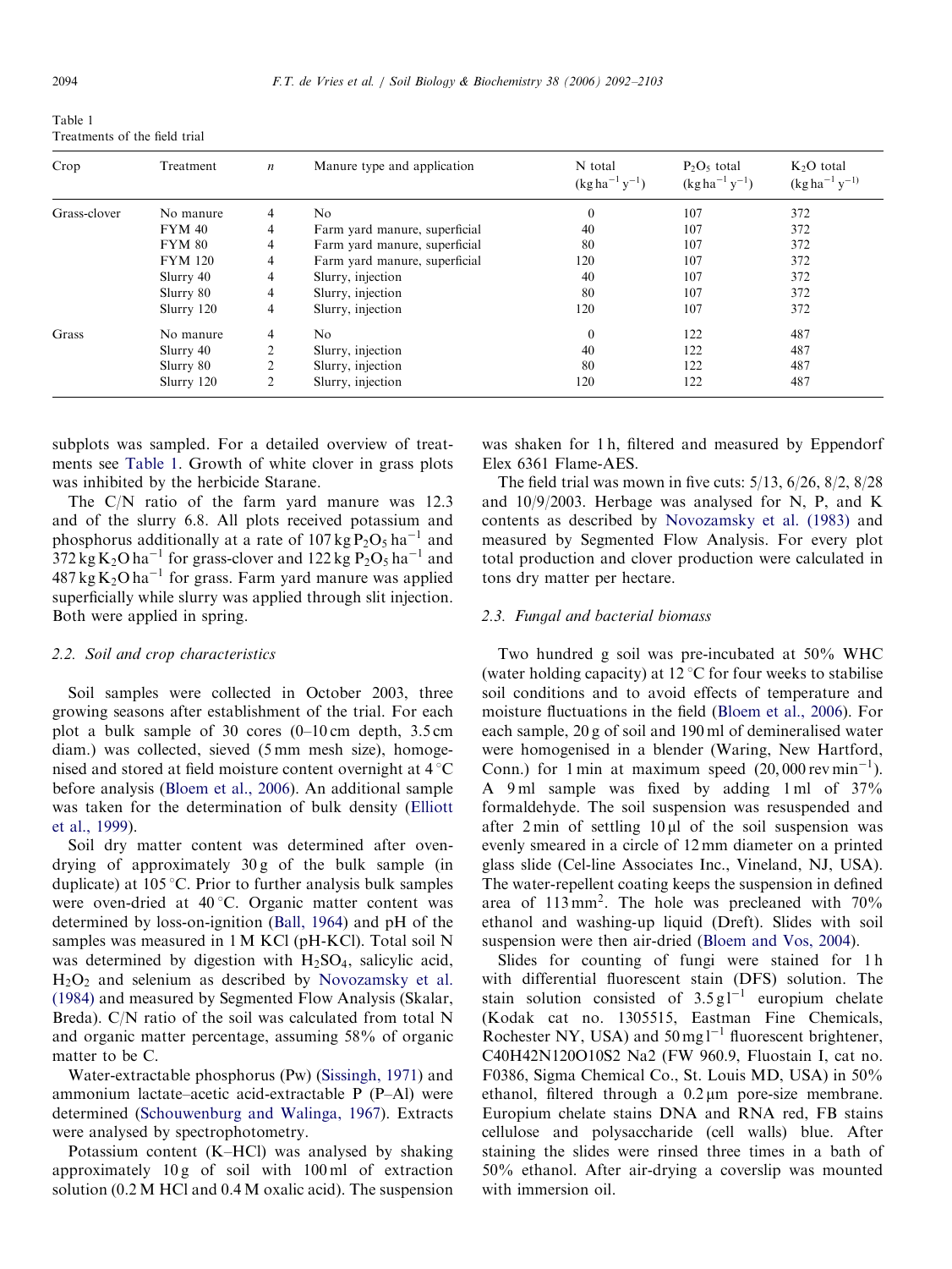Table 1
Treatments of the field trial

| Crop | Treatment | $n$ | Manure type and application | N total (kg ha$^{-1}$ y$^{-1}$) | $P_2O_5$ total (kg ha$^{-1}$ y$^{-1}$) | $K_2O$ total (kg ha$^{-1}$ y$^{-1}$) |
|---|---|---|---|---|---|---|
| Grass-clover | No manure | 4 | No | 0 | 107 | 372 |
| | FYM 40 | 4 | Farm yard manure, superficial | 40 | 107 | 372 |
| | FYM 80 | 4 | Farm yard manure, superficial | 80 | 107 | 372 |
| | FYM 120 | 4 | Farm yard manure, superficial | 120 | 107 | 372 |
| | Slurry 40 | 4 | Slurry, injection | 40 | 107 | 372 |
| | Slurry 80 | 4 | Slurry, injection | 80 | 107 | 372 |
| | Slurry 120 | 4 | Slurry, injection | 120 | 107 | 372 |
| Grass | No manure | 4 | No | 0 | 122 | 487 |
| | Slurry 40 | 2 | Slurry, injection | 40 | 122 | 487 |
| | Slurry 80 | 2 | Slurry, injection | 80 | 122 | 487 |
| | Slurry 120 | 2 | Slurry, injection | 120 | 122 | 487 |

subplots was sampled. For a detailed overview of treatments see Table 1. Growth of white clover in grass plots was inhibited by the herbicide Starane.

The C/N ratio of the farm yard manure was 12.3 and of the slurry 6.8. All plots received potassium and phosphorus additionally at a rate of 107 kg $P_2O_5$ ha$^{-1}$ and 372 kg $K_2O$ ha$^{-1}$ for grass-clover and 122 kg $P_2O_5$ ha$^{-1}$ and 487 kg $K_2O$ ha$^{-1}$ for grass. Farm yard manure was applied superficially while slurry was applied through slit injection. Both were applied in spring.

### 2.2. Soil and crop characteristics

Soil samples were collected in October 2003, three growing seasons after establishment of the trial. For each plot a bulk sample of 30 cores (0–10 cm depth, 3.5 cm diam.) was collected, sieved (5 mm mesh size), homogenised and stored at field moisture content overnight at 4 °C before analysis (Bloem et al., 2006). An additional sample was taken for the determination of bulk density (Elliott et al., 1999).

Soil dry matter content was determined after oven-drying of approximately 30 g of the bulk sample (in duplicate) at 105 °C. Prior to further analysis bulk samples were oven-dried at 40 °C. Organic matter content was determined by loss-on-ignition (Ball, 1964) and pH of the samples was measured in 1 M KCl (pH-KCl). Total soil N was determined by digestion with $H_2SO_4$, salicylic acid, $H_2O_2$ and selenium as described by Novozamsky et al. (1984) and measured by Segmented Flow Analysis (Skalar, Breda). C/N ratio of the soil was calculated from total N and organic matter percentage, assuming 58% of organic matter to be C.

Water-extractable phosphorus (Pw) (Sissingh, 1971) and ammonium lactate–acetic acid-extractable P (P–Al) were determined (Schouwenburg and Walinga, 1967). Extracts were analysed by spectrophotometry.

Potassium content (K–HCl) was analysed by shaking approximately 10 g of soil with 100 ml of extraction solution (0.2 M HCl and 0.4 M oxalic acid). The suspension was shaken for 1 h, filtered and measured by Eppendorf Elex 6361 Flame-AES.

The field trial was mown in five cuts: 5/13, 6/26, 8/2, 8/28 and 10/9/2003. Herbage was analysed for N, P, and K contents as described by Novozamsky et al. (1983) and measured by Segmented Flow Analysis. For every plot total production and clover production were calculated in tons dry matter per hectare.

### 2.3. Fungal and bacterial biomass

Two hundred g soil was pre-incubated at 50% WHC (water holding capacity) at 12 °C for four weeks to stabilise soil conditions and to avoid effects of temperature and moisture fluctuations in the field (Bloem et al., 2006). For each sample, 20 g of soil and 190 ml of demineralised water were homogenised in a blender (Waring, New Hartford, Conn.) for 1 min at maximum speed (20,000 rev min$^{-1}$). A 9 ml sample was fixed by adding 1 ml of 37% formaldehyde. The soil suspension was resuspended and after 2 min of settling 10 μl of the soil suspension was evenly smeared in a circle of 12 mm diameter on a printed glass slide (Cel-line Associates Inc., Vineland, NJ, USA). The water-repellent coating keeps the suspension in defined area of 113 mm$^2$. The hole was precleaned with 70% ethanol and washing-up liquid (Dreft). Slides with soil suspension were then air-dried (Bloem and Vos, 2004).

Slides for counting of fungi were stained for 1 h with differential fluorescent stain (DFS) solution. The stain solution consisted of 3.5 g l$^{-1}$ europium chelate (Kodak cat no. 1305515, Eastman Fine Chemicals, Rochester NY, USA) and 50 mg l$^{-1}$ fluorescent brightener, C40H42N120O10S2 Na2 (FW 960.9, Fluostain I, cat no. F0386, Sigma Chemical Co., St. Louis MD, USA) in 50% ethanol, filtered through a 0.2 μm pore-size membrane. Europium chelate stains DNA and RNA red, FB stains cellulose and polysaccharide (cell walls) blue. After staining the slides were rinsed three times in a bath of 50% ethanol. After air-drying a coverslip was mounted with immersion oil.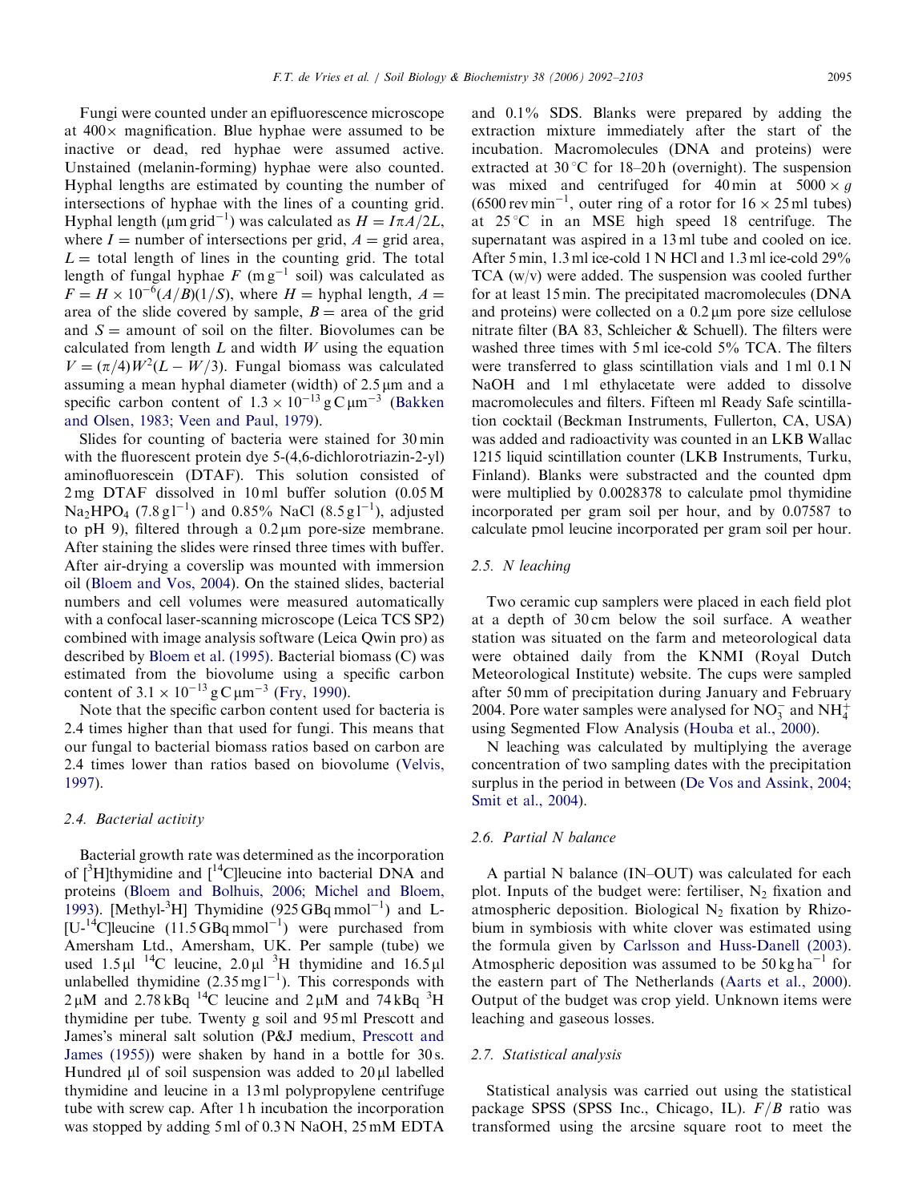Fungi were counted under an epifluorescence microscope at 400× magnification. Blue hyphae were assumed to be inactive or dead, red hyphae were assumed active. Unstained (melanin-forming) hyphae were also counted. Hyphal lengths are estimated by counting the number of intersections of hyphae with the lines of a counting grid. Hyphal length (μm grid$^{-1}$) was calculated as $H = I\pi A/2L$, where $I$ = number of intersections per grid, $A$ = grid area, $L$ = total length of lines in the counting grid. The total length of fungal hyphae $F$ (m g$^{-1}$ soil) was calculated as $F = H \times 10^{-6}(A/B)(1/S)$, where $H$ = hyphal length, $A$ = area of the slide covered by sample, $B$ = area of the grid and $S$ = amount of soil on the filter. Biovolumes can be calculated from length $L$ and width $W$ using the equation $V = (\pi/4)W^2(L - W/3)$. Fungal biomass was calculated assuming a mean hyphal diameter (width) of 2.5 μm and a specific carbon content of $1.3 \times 10^{-13}$ g C μm$^{-3}$ (Bakken and Olsen, 1983; Veen and Paul, 1979).

Slides for counting of bacteria were stained for 30 min with the fluorescent protein dye 5-(4,6-dichlorotriazin-2-yl) aminofluorescein (DTAF). This solution consisted of 2 mg DTAF dissolved in 10 ml buffer solution (0.05 M $Na_2HPO_4$ (7.8 g l$^{-1}$) and 0.85% NaCl (8.5 g l$^{-1}$), adjusted to pH 9), filtered through a 0.2 μm pore-size membrane. After staining the slides were rinsed three times with buffer. After air-drying a coverslip was mounted with immersion oil (Bloem and Vos, 2004). On the stained slides, bacterial numbers and cell volumes were measured automatically with a confocal laser-scanning microscope (Leica TCS SP2) combined with image analysis software (Leica Qwin pro) as described by Bloem et al. (1995). Bacterial biomass (C) was estimated from the biovolume using a specific carbon content of $3.1 \times 10^{-13}$ g C μm$^{-3}$ (Fry, 1990).

Note that the specific carbon content used for bacteria is 2.4 times higher than that used for fungi. This means that our fungal to bacterial biomass ratios based on carbon are 2.4 times lower than ratios based on biovolume (Velvis, 1997).

### 2.4. Bacterial activity

Bacterial growth rate was determined as the incorporation of [$^3$H]thymidine and [$^{14}$C]leucine into bacterial DNA and proteins (Bloem and Bolhuis, 2006; Michel and Bloem, 1993). [Methyl-$^3$H] Thymidine (925 GBq mmol$^{-1}$) and L-[U-$^{14}$C]leucine (11.5 GBq mmol$^{-1}$) were purchased from Amersham Ltd., Amersham, UK. Per sample (tube) we used 1.5 μl $^{14}$C leucine, 2.0 μl $^3$H thymidine and 16.5 μl unlabelled thymidine (2.35 mg l$^{-1}$). This corresponds with 2 μM and 2.78 kBq $^{14}$C leucine and 2 μM and 74 kBq $^3$H thymidine per tube. Twenty g soil and 95 ml Prescott and James's mineral salt solution (P&J medium, Prescott and James (1955)) were shaken by hand in a bottle for 30 s. Hundred μl of soil suspension was added to 20 μl labelled thymidine and leucine in a 13 ml polypropylene centrifuge tube with screw cap. After 1 h incubation the incorporation was stopped by adding 5 ml of 0.3 N NaOH, 25 mM EDTA and 0.1% SDS. Blanks were prepared by adding the extraction mixture immediately after the start of the incubation. Macromolecules (DNA and proteins) were extracted at 30 °C for 18–20 h (overnight). The suspension was mixed and centrifuged for 40 min at 5000 × *g* (6500 rev min$^{-1}$, outer ring of a rotor for 16 × 25 ml tubes) at 25 °C in an MSE high speed 18 centrifuge. The supernatant was aspired in a 13 ml tube and cooled on ice. After 5 min, 1.3 ml ice-cold 1 N HCl and 1.3 ml ice-cold 29% TCA (w/v) were added. The suspension was cooled further for at least 15 min. The precipitated macromolecules (DNA and proteins) were collected on a 0.2 μm pore size cellulose nitrate filter (BA 83, Schleicher & Schuell). The filters were washed three times with 5 ml ice-cold 5% TCA. The filters were transferred to glass scintillation vials and 1 ml 0.1 N NaOH and 1 ml ethylacetate were added to dissolve macromolecules and filters. Fifteen ml Ready Safe scintillation cocktail (Beckman Instruments, Fullerton, CA, USA) was added and radioactivity was counted in an LKB Wallac 1215 liquid scintillation counter (LKB Instruments, Turku, Finland). Blanks were substracted and the counted dpm were multiplied by 0.0028378 to calculate pmol thymidine incorporated per gram soil per hour, and by 0.07587 to calculate pmol leucine incorporated per gram soil per hour.

### 2.5. N leaching

Two ceramic cup samplers were placed in each field plot at a depth of 30 cm below the soil surface. A weather station was situated on the farm and meteorological data were obtained daily from the KNMI (Royal Dutch Meteorological Institute) website. The cups were sampled after 50 mm of precipitation during January and February 2004. Pore water samples were analysed for $NO_3^-$ and $NH_4^+$ using Segmented Flow Analysis (Houba et al., 2000).

N leaching was calculated by multiplying the average concentration of two sampling dates with the precipitation surplus in the period in between (De Vos and Assink, 2004; Smit et al., 2004).

### 2.6. Partial N balance

A partial N balance (IN–OUT) was calculated for each plot. Inputs of the budget were: fertiliser, $N_2$ fixation and atmospheric deposition. Biological $N_2$ fixation by Rhizobium in symbiosis with white clover was estimated using the formula given by Carlsson and Huss-Danell (2003). Atmospheric deposition was assumed to be 50 kg ha$^{-1}$ for the eastern part of The Netherlands (Aarts et al., 2000). Output of the budget was crop yield. Unknown items were leaching and gaseous losses.

### 2.7. Statistical analysis

Statistical analysis was carried out using the statistical package SPSS (SPSS Inc., Chicago, IL). $F/B$ ratio was transformed using the arcsine square root to meet the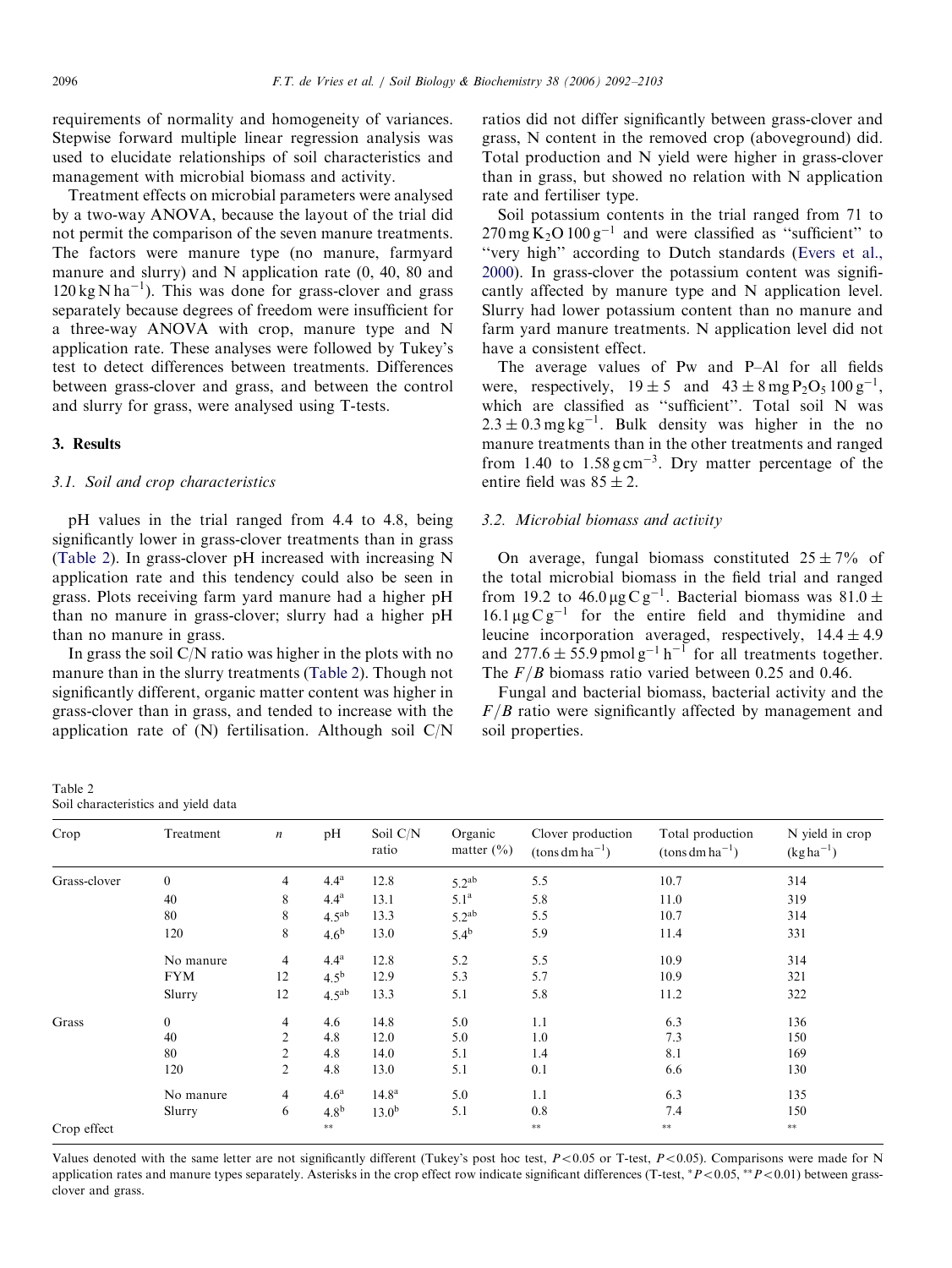requirements of normality and homogeneity of variances. Stepwise forward multiple linear regression analysis was used to elucidate relationships of soil characteristics and management with microbial biomass and activity.

Treatment effects on microbial parameters were analysed by a two-way ANOVA, because the layout of the trial did not permit the comparison of the seven manure treatments. The factors were manure type (no manure, farmyard manure and slurry) and N application rate (0, 40, 80 and 120 $kg\,N\,ha^{-1}$). This was done for grass-clover and grass separately because degrees of freedom were insufficient for a three-way ANOVA with crop, manure type and N application rate. These analyses were followed by Tukey's test to detect differences between treatments. Differences between grass-clover and grass, and between the control and slurry for grass, were analysed using T-tests.

## 3. Results

### 3.1. Soil and crop characteristics

pH values in the trial ranged from 4.4 to 4.8, being significantly lower in grass-clover treatments than in grass (Table 2). In grass-clover pH increased with increasing N application rate and this tendency could also be seen in grass. Plots receiving farm yard manure had a higher pH than no manure in grass-clover; slurry had a higher pH than no manure in grass.

In grass the soil C/N ratio was higher in the plots with no manure than in the slurry treatments (Table 2). Though not significantly different, organic matter content was higher in grass-clover than in grass, and tended to increase with the application rate of (N) fertilisation. Although soil C/N ratios did not differ significantly between grass-clover and grass, N content in the removed crop (aboveground) did. Total production and N yield were higher in grass-clover than in grass, but showed no relation with N application rate and fertiliser type.

Soil potassium contents in the trial ranged from 71 to 270 $mg\,K_2O\,100\,g^{-1}$ and were classified as "sufficient" to "very high" according to Dutch standards (Evers et al., 2000). In grass-clover the potassium content was significantly affected by manure type and N application level. Slurry had lower potassium content than no manure and farm yard manure treatments. N application level did not have a consistent effect.

The average values of Pw and P–Al for all fields were, respectively, $19 \pm 5$ and $43 \pm 8\,mg\,P_2O_5\,100\,g^{-1}$, which are classified as "sufficient". Total soil N was $2.3 \pm 0.3\,mg\,kg^{-1}$. Bulk density was higher in the no manure treatments than in the other treatments and ranged from 1.40 to 1.58 $g\,cm^{-3}$. Dry matter percentage of the entire field was $85 \pm 2$.

### 3.2. Microbial biomass and activity

On average, fungal biomass constituted $25 \pm 7\%$ of the total microbial biomass in the field trial and ranged from 19.2 to 46.0 $\mu g\,C\,g^{-1}$. Bacterial biomass was $81.0 \pm 16.1\,\mu g\,C\,g^{-1}$ for the entire field and thymidine and leucine incorporation averaged, respectively, $14.4 \pm 4.9$ and $277.6 \pm 55.9\,pmol\,g^{-1}\,h^{-1}$ for all treatments together. The $F/B$ biomass ratio varied between 0.25 and 0.46.

Fungal and bacterial biomass, bacterial activity and the $F/B$ ratio were significantly affected by management and soil properties.

Table 2
Soil characteristics and yield data

| Crop | Treatment | $n$ | pH | Soil C/N ratio | Organic matter (%) | Clover production (tons dm $ha^{-1}$) | Total production (tons dm $ha^{-1}$) | N yield in crop ($kg\,ha^{-1}$) |
|---|---|---|---|---|---|---|---|---|
| Grass-clover | 0 | 4 | 4.4[a] | 12.8 | 5.2[ab] | 5.5 | 10.7 | 314 |
| | 40 | 8 | 4.4[a] | 13.1 | 5.1[a] | 5.8 | 11.0 | 319 |
| | 80 | 8 | 4.5[ab] | 13.3 | 5.2[ab] | 5.5 | 10.7 | 314 |
| | 120 | 8 | 4.6[b] | 13.0 | 5.4[b] | 5.9 | 11.4 | 331 |
| | No manure | 4 | 4.4[a] | 12.8 | 5.2 | 5.5 | 10.9 | 314 |
| | FYM | 12 | 4.5[b] | 12.9 | 5.3 | 5.7 | 10.9 | 321 |
| | Slurry | 12 | 4.5[ab] | 13.3 | 5.1 | 5.8 | 11.2 | 322 |
| Grass | 0 | 4 | 4.6 | 14.8 | 5.0 | 1.1 | 6.3 | 136 |
| | 40 | 2 | 4.8 | 12.0 | 5.0 | 1.0 | 7.3 | 150 |
| | 80 | 2 | 4.8 | 14.0 | 5.1 | 1.4 | 8.1 | 169 |
| | 120 | 2 | 4.8 | 13.0 | 5.1 | 0.1 | 6.6 | 130 |
| | No manure | 4 | 4.6[a] | 14.8[a] | 5.0 | 1.1 | 6.3 | 135 |
| | Slurry | 6 | 4.8[b] | 13.0[b] | 5.1 | 0.8 | 7.4 | 150 |
| Crop effect | | | ** | | | ** | ** | ** |

Values denoted with the same letter are not significantly different (Tukey's post hoc test, $P<0.05$ or T-test, $P<0.05$). Comparisons were made for N application rates and manure types separately. Asterisks in the crop effect row indicate significant differences (T-test, $^{*}P<0.05$, $^{**}P<0.01$) between grass-clover and grass.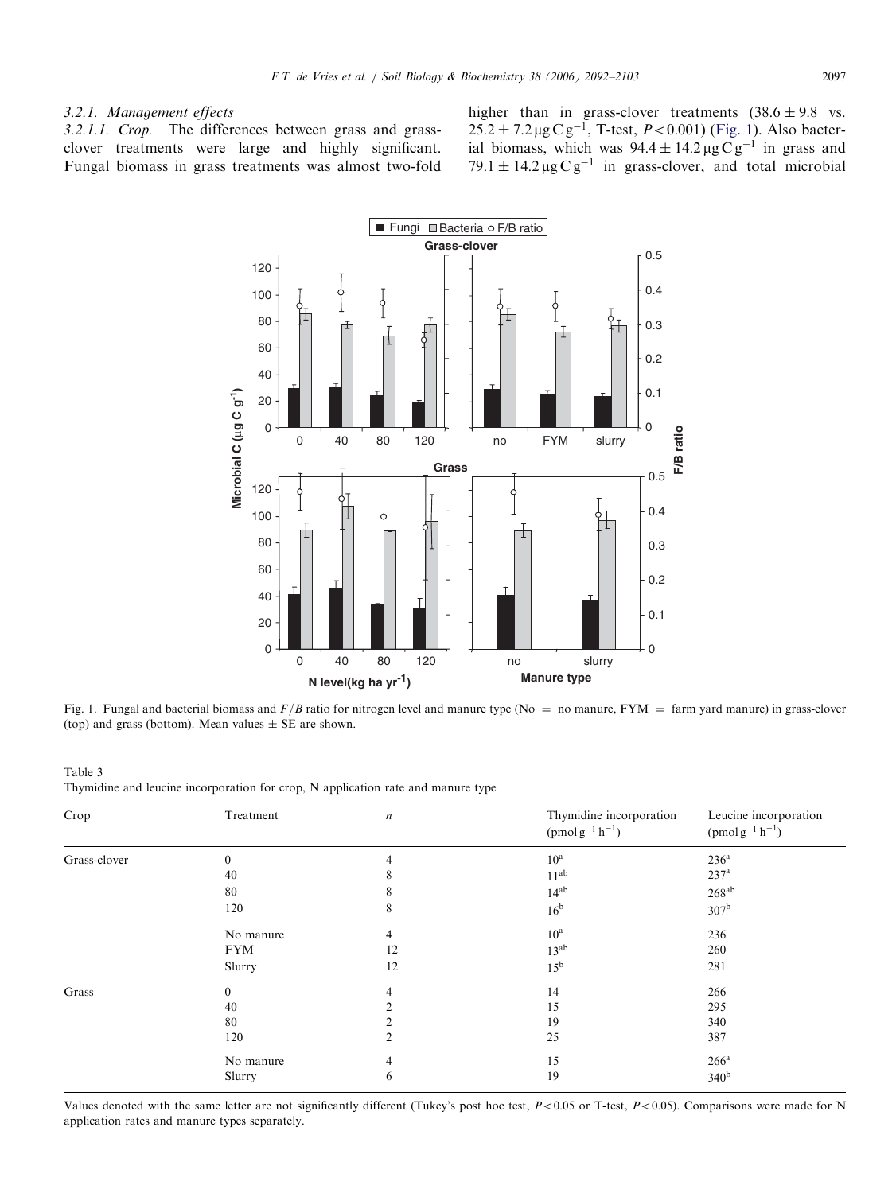#### 3.2.1. Management effects

3.2.1.1. *Crop.* The differences between grass and grass-clover treatments were large and highly significant. Fungal biomass in grass treatments was almost two-fold higher than in grass-clover treatments ($38.6 \pm 9.8$ vs. $25.2 \pm 7.2\,\mu g\,C\,g^{-1}$, T-test, $P < 0.001$) (Fig. 1). Also bacterial biomass, which was $94.4 \pm 14.2\,\mu g\,C\,g^{-1}$ in grass and $79.1 \pm 14.2\,\mu g\,C\,g^{-1}$ in grass-clover, and total microbial

Fig. 1. Fungal and bacterial biomass and $F/B$ ratio for nitrogen level and manure type (No = no manure, FYM = farm yard manure) in grass-clover (top) and grass (bottom). Mean values ± SE are shown.

Table 3
Thymidine and leucine incorporation for crop, N application rate and manure type

| Crop | Treatment | $n$ | Thymidine incorporation ($pmol\,g^{-1}\,h^{-1}$) | Leucine incorporation ($pmol\,g^{-1}\,h^{-1}$) |
|---|---|---|---|---|
| Grass-clover | 0 | 4 | $10^{a}$ | $236^{a}$ |
| | 40 | 8 | $11^{ab}$ | $237^{a}$ |
| | 80 | 8 | $14^{ab}$ | $268^{ab}$ |
| | 120 | 8 | $16^{b}$ | $307^{b}$ |
| | No manure | 4 | $10^{a}$ | 236 |
| | FYM | 12 | $13^{ab}$ | 260 |
| | Slurry | 12 | $15^{b}$ | 281 |
| Grass | 0 | 4 | 14 | 266 |
| | 40 | 2 | 15 | 295 |
| | 80 | 2 | 19 | 340 |
| | 120 | 2 | 25 | 387 |
| | No manure | 4 | 15 | $266^{a}$ |
| | Slurry | 6 | 19 | $340^{b}$ |

Values denoted with the same letter are not significantly different (Tukey's post hoc test, $P < 0.05$ or T-test, $P < 0.05$). Comparisons were made for N application rates and manure types separately.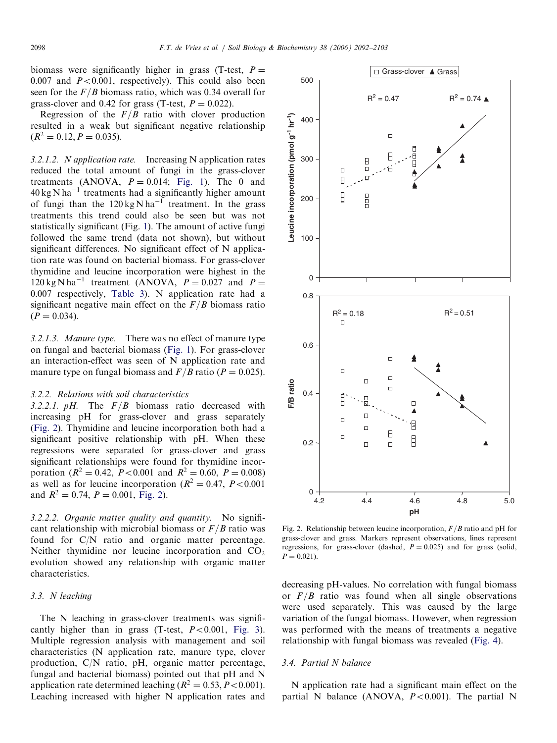biomass were significantly higher in grass (T-test, $P = 0.007$ and $P < 0.001$, respectively). This could also been seen for the $F/B$ biomass ratio, which was 0.34 overall for grass-clover and 0.42 for grass (T-test, $P = 0.022$).

Regression of the $F/B$ ratio with clover production resulted in a weak but significant negative relationship ($R^2 = 0.12, P = 0.035$).

*3.2.1.2. N application rate.* Increasing N application rates reduced the total amount of fungi in the grass-clover treatments (ANOVA, $P = 0.014$; Fig. 1). The 0 and 40 kg N ha$^{-1}$ treatments had a significantly higher amount of fungi than the 120 kg N ha$^{-1}$ treatment. In the grass treatments this trend could also be seen but was not statistically significant (Fig. 1). The amount of active fungi followed the same trend (data not shown), but without significant differences. No significant effect of N application rate was found on bacterial biomass. For grass-clover thymidine and leucine incorporation were highest in the 120 kg N ha$^{-1}$ treatment (ANOVA, $P = 0.027$ and $P = 0.007$ respectively, Table 3). N application rate had a significant negative main effect on the $F/B$ biomass ratio ($P = 0.034$).

*3.2.1.3. Manure type.* There was no effect of manure type on fungal and bacterial biomass (Fig. 1). For grass-clover an interaction-effect was seen of N application rate and manure type on fungal biomass and $F/B$ ratio ($P = 0.025$).

### 3.2.2. Relations with soil characteristics

*3.2.2.1. pH.* The $F/B$ biomass ratio decreased with increasing pH for grass-clover and grass separately (Fig. 2). Thymidine and leucine incorporation both had a significant positive relationship with pH. When these regressions were separated for grass-clover and grass significant relationships were found for thymidine incorporation ($R^2 = 0.42$, $P < 0.001$ and $R^2 = 0.60$, $P = 0.008$) as well as for leucine incorporation ($R^2 = 0.47$, $P < 0.001$ and $R^2 = 0.74$, $P = 0.001$, Fig. 2).

*3.2.2.2. Organic matter quality and quantity.* No significant relationship with microbial biomass or $F/B$ ratio was found for C/N ratio and organic matter percentage. Neither thymidine nor leucine incorporation and $CO_2$ evolution showed any relationship with organic matter characteristics.

### 3.3. N leaching

The N leaching in grass-clover treatments was significantly higher than in grass (T-test, $P < 0.001$, Fig. 3). Multiple regression analysis with management and soil characteristics (N application rate, manure type, clover production, C/N ratio, pH, organic matter percentage, fungal and bacterial biomass) pointed out that pH and N application rate determined leaching ($R^2 = 0.53, P < 0.001$). Leaching increased with higher N application rates and decreasing pH-values. No correlation with fungal biomass or $F/B$ ratio was found when all single observations were used separately. This was caused by the large variation of the fungal biomass. However, when regression was performed with the means of treatments a negative relationship with fungal biomass was revealed (Fig. 4).

Fig. 2. Relationship between leucine incorporation, $F/B$ ratio and pH for grass-clover and grass. Markers represent observations, lines represent regressions, for grass-clover (dashed, $P = 0.025$) and for grass (solid, $P = 0.021$).

### 3.4. Partial N balance

N application rate had a significant main effect on the partial N balance (ANOVA, $P < 0.001$). The partial N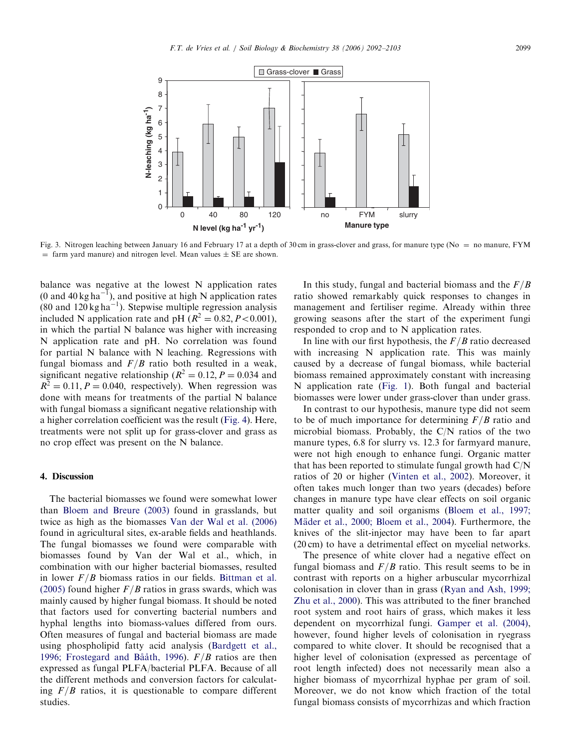Fig. 3. Nitrogen leaching between January 16 and February 17 at a depth of 30 cm in grass-clover and grass, for manure type (No = no manure, FYM = farm yard manure) and nitrogen level. Mean values ± SE are shown.

balance was negative at the lowest N application rates (0 and 40 kg ha$^{-1}$), and positive at high N application rates (80 and 120 kg ha$^{-1}$). Stepwise multiple regression analysis included N application rate and pH ($R^2 = 0.82, P < 0.001$), in which the partial N balance was higher with increasing N application rate and pH. No correlation was found for partial N balance with N leaching. Regressions with fungal biomass and $F/B$ ratio both resulted in a weak, significant negative relationship ($R^2 = 0.12, P = 0.034$ and $R^2 = 0.11, P = 0.040$, respectively). When regression was done with means for treatments of the partial N balance with fungal biomass a significant negative relationship with a higher correlation coefficient was the result (Fig. 4). Here, treatments were not split up for grass-clover and grass as no crop effect was present on the N balance.

## 4. Discussion

The bacterial biomasses we found were somewhat lower than Bloem and Breure (2003) found in grasslands, but twice as high as the biomasses Van der Wal et al. (2006) found in agricultural sites, ex-arable fields and heathlands. The fungal biomasses we found were comparable with biomasses found by Van der Wal et al., which, in combination with our higher bacterial biomasses, resulted in lower $F/B$ biomass ratios in our fields. Bittman et al. (2005) found higher $F/B$ ratios in grass swards, which was mainly caused by higher fungal biomass. It should be noted that factors used for converting bacterial numbers and hyphal lengths into biomass-values differed from ours. Often measures of fungal and bacterial biomass are made using phospholipid fatty acid analysis (Bardgett et al., 1996; Frostegard and Bååth, 1996). $F/B$ ratios are then expressed as fungal PLFA/bacterial PLFA. Because of all the different methods and conversion factors for calculating $F/B$ ratios, it is questionable to compare different studies.

In this study, fungal and bacterial biomass and the $F/B$ ratio showed remarkably quick responses to changes in management and fertiliser regime. Already within three growing seasons after the start of the experiment fungi responded to crop and to N application rates.

In line with our first hypothesis, the $F/B$ ratio decreased with increasing N application rate. This was mainly caused by a decrease of fungal biomass, while bacterial biomass remained approximately constant with increasing N application rate (Fig. 1). Both fungal and bacterial biomasses were lower under grass-clover than under grass.

In contrast to our hypothesis, manure type did not seem to be of much importance for determining $F/B$ ratio and microbial biomass. Probably, the C/N ratios of the two manure types, 6.8 for slurry vs. 12.3 for farmyard manure, were not high enough to enhance fungi. Organic matter that has been reported to stimulate fungal growth had C/N ratios of 20 or higher (Vinten et al., 2002). Moreover, it often takes much longer than two years (decades) before changes in manure type have clear effects on soil organic matter quality and soil organisms (Bloem et al., 1997; Mäder et al., 2000; Bloem et al., 2004). Furthermore, the knives of the slit-injector may have been to far apart (20 cm) to have a detrimental effect on mycelial networks.

The presence of white clover had a negative effect on fungal biomass and $F/B$ ratio. This result seems to be in contrast with reports on a higher arbuscular mycorrhizal colonisation in clover than in grass (Ryan and Ash, 1999; Zhu et al., 2000). This was attributed to the finer branched root system and root hairs of grass, which makes it less dependent on mycorrhizal fungi. Gamper et al. (2004), however, found higher levels of colonisation in ryegrass compared to white clover. It should be recognised that a higher level of colonisation (expressed as percentage of root length infected) does not necessarily mean also a higher biomass of mycorrhizal hyphae per gram of soil. Moreover, we do not know which fraction of the total fungal biomass consists of mycorrhizas and which fraction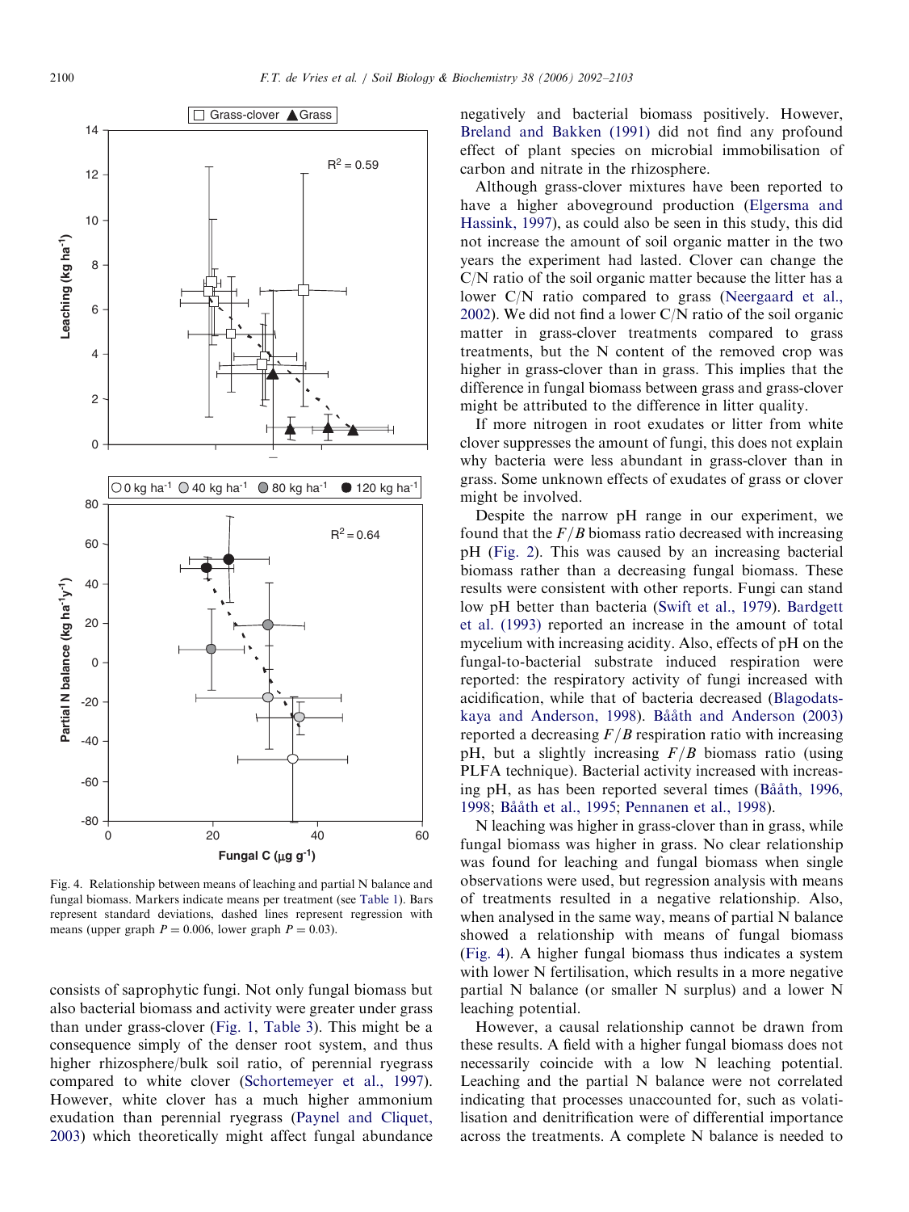Fig. 4. Relationship between means of leaching and partial N balance and fungal biomass. Markers indicate means per treatment (see Table 1). Bars represent standard deviations, dashed lines represent regression with means (upper graph $P = 0.006$, lower graph $P = 0.03$).

consists of saprophytic fungi. Not only fungal biomass but also bacterial biomass and activity were greater under grass than under grass-clover (Fig. 1, Table 3). This might be a consequence simply of the denser root system, and thus higher rhizosphere/bulk soil ratio, of perennial ryegrass compared to white clover (Schortemeyer et al., 1997). However, white clover has a much higher ammonium exudation than perennial ryegrass (Paynel and Cliquet, 2003) which theoretically might affect fungal abundance negatively and bacterial biomass positively. However, Breland and Bakken (1991) did not find any profound effect of plant species on microbial immobilisation of carbon and nitrate in the rhizosphere.

Although grass-clover mixtures have been reported to have a higher aboveground production (Elgersma and Hassink, 1997), as could also be seen in this study, this did not increase the amount of soil organic matter in the two years the experiment had lasted. Clover can change the C/N ratio of the soil organic matter because the litter has a lower C/N ratio compared to grass (Neergaard et al., 2002). We did not find a lower C/N ratio of the soil organic matter in grass-clover treatments compared to grass treatments, but the N content of the removed crop was higher in grass-clover than in grass. This implies that the difference in fungal biomass between grass and grass-clover might be attributed to the difference in litter quality.

If more nitrogen in root exudates or litter from white clover suppresses the amount of fungi, this does not explain why bacteria were less abundant in grass-clover than in grass. Some unknown effects of exudates of grass or clover might be involved.

Despite the narrow pH range in our experiment, we found that the $F/B$ biomass ratio decreased with increasing pH (Fig. 2). This was caused by an increasing bacterial biomass rather than a decreasing fungal biomass. These results were consistent with other reports. Fungi can stand low pH better than bacteria (Swift et al., 1979). Bardgett et al. (1993) reported an increase in the amount of total mycelium with increasing acidity. Also, effects of pH on the fungal-to-bacterial substrate induced respiration were reported: the respiratory activity of fungi increased with acidification, while that of bacteria decreased (Blagodatskaya and Anderson, 1998). Bååth and Anderson (2003) reported a decreasing $F/B$ respiration ratio with increasing pH, but a slightly increasing $F/B$ biomass ratio (using PLFA technique). Bacterial activity increased with increasing pH, as has been reported several times (Bååth, 1996, 1998; Bååth et al., 1995; Pennanen et al., 1998).

N leaching was higher in grass-clover than in grass, while fungal biomass was higher in grass. No clear relationship was found for leaching and fungal biomass when single observations were used, but regression analysis with means of treatments resulted in a negative relationship. Also, when analysed in the same way, means of partial N balance showed a relationship with means of fungal biomass (Fig. 4). A higher fungal biomass thus indicates a system with lower N fertilisation, which results in a more negative partial N balance (or smaller N surplus) and a lower N leaching potential.

However, a causal relationship cannot be drawn from these results. A field with a higher fungal biomass does not necessarily coincide with a low N leaching potential. Leaching and the partial N balance were not correlated indicating that processes unaccounted for, such as volatilisation and denitrification were of differential importance across the treatments. A complete N balance is needed to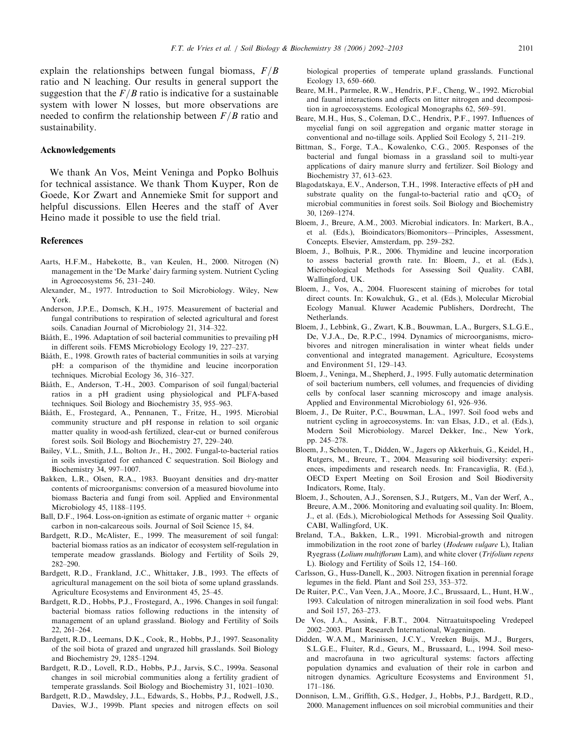explain the relationships between fungal biomass, $F/B$ ratio and N leaching. Our results in general support the suggestion that the $F/B$ ratio is indicative for a sustainable system with lower N losses, but more observations are needed to confirm the relationship between $F/B$ ratio and sustainability.

## Acknowledgements

We thank An Vos, Meint Veninga and Popko Bolhuis for technical assistance. We thank Thom Kuyper, Ron de Goede, Kor Zwart and Annemieke Smit for support and helpful discussions. Ellen Heeres and the staff of Aver Heino made it possible to use the field trial.

## References

Aarts, H.F.M., Habekotte, B., van Keulen, H., 2000. Nitrogen (N) management in the 'De Marke' dairy farming system. Nutrient Cycling in Agroecosystems 56, 231–240.

Alexander, M., 1977. Introduction to Soil Microbiology. Wiley, New York.

Anderson, J.P.E., Domsch, K.H., 1975. Measurement of bacterial and fungal contributions to respiration of selected agricultural and forest soils. Canadian Journal of Microbiology 21, 314–322.

Bååth, E., 1996. Adaptation of soil bacterial communities to prevailing pH in different soils. FEMS Microbiology Ecology 19, 227–237.

Bååth, E., 1998. Growth rates of bacterial communities in soils at varying pH: a comparison of the thymidine and leucine incorporation techniques. Microbial Ecology 36, 316–327.

Bååth, E., Anderson, T.-H., 2003. Comparison of soil fungal/bacterial ratios in a pH gradient using physiological and PLFA-based techniques. Soil Biology and Biochemistry 35, 955–963.

Bååth, E., Frostegard, A., Pennanen, T., Fritze, H., 1995. Microbial community structure and pH response in relation to soil organic matter quality in wood-ash fertilized, clear-cut or burned coniferous forest soils. Soil Biology and Biochemistry 27, 229–240.

Bailey, V.L., Smith, J.L., Bolton Jr., H., 2002. Fungal-to-bacterial ratios in soils investigated for enhanced C sequestration. Soil Biology and Biochemistry 34, 997–1007.

Bakken, L.R., Olsen, R.A., 1983. Buoyant densities and dry-matter contents of microorganisms: conversion of a measured biovolume into biomass Bacteria and fungi from soil. Applied and Environmental Microbiology 45, 1188–1195.

Ball, D.F., 1964. Loss-on-ignition as estimate of organic matter + organic carbon in non-calcareous soils. Journal of Soil Science 15, 84.

Bardgett, R.D., McAlister, E., 1999. The measurement of soil fungal: bacterial biomass ratios as an indicator of ecosystem self-regulation in temperate meadow grasslands. Biology and Fertility of Soils 29, 282–290.

Bardgett, R.D., Frankland, J.C., Whittaker, J.B., 1993. The effects of agricultural management on the soil biota of some upland grasslands. Agriculture Ecosystems and Environment 45, 25–45.

Bardgett, R.D., Hobbs, P.J., Frostegard, A., 1996. Changes in soil fungal: bacterial biomass ratios following reductions in the intensity of management of an upland grassland. Biology and Fertility of Soils 22, 261–264.

Bardgett, R.D., Leemans, D.K., Cook, R., Hobbs, P.J., 1997. Seasonality of the soil biota of grazed and ungrazed hill grasslands. Soil Biology and Biochemistry 29, 1285–1294.

Bardgett, R.D., Lovell, R.D., Hobbs, P.J., Jarvis, S.C., 1999a. Seasonal changes in soil microbial communities along a fertility gradient of temperate grasslands. Soil Biology and Biochemistry 31, 1021–1030.

Bardgett, R.D., Mawdsley, J.L., Edwards, S., Hobbs, P.J., Rodwell, J.S., Davies, W.J., 1999b. Plant species and nitrogen effects on soil biological properties of temperate upland grasslands. Functional Ecology 13, 650–660.

Beare, M.H., Parmelee, R.W., Hendrix, P.F., Cheng, W., 1992. Microbial and faunal interactions and effects on litter nitrogen and decomposition in agroecosystems. Ecological Monographs 62, 569–591.

Beare, M.H., Hus, S., Coleman, D.C., Hendrix, P.F., 1997. Influences of mycelial fungi on soil aggregation and organic matter storage in conventional and no-tillage soils. Applied Soil Ecology 5, 211–219.

Bittman, S., Forge, T.A., Kowalenko, C.G., 2005. Responses of the bacterial and fungal biomass in a grassland soil to multi-year applications of dairy manure slurry and fertilizer. Soil Biology and Biochemistry 37, 613–623.

Blagodatskaya, E.V., Anderson, T.H., 1998. Interactive effects of pH and substrate quality on the fungal-to-bacterial ratio and $qCO_2$ of microbial communities in forest soils. Soil Biology and Biochemistry 30, 1269–1274.

Bloem, J., Breure, A.M., 2003. Microbial indicators. In: Markert, B.A., et al. (Eds.), Bioindicators/Biomonitors—Principles, Assessment, Concepts. Elsevier, Amsterdam, pp. 259–282.

Bloem, J., Bolhuis, P.R., 2006. Thymidine and leucine incorporation to assess bacterial growth rate. In: Bloem, J., et al. (Eds.), Microbiological Methods for Assessing Soil Quality. CABI, Wallingford, UK.

Bloem, J., Vos, A., 2004. Fluorescent staining of microbes for total direct counts. In: Kowalchuk, G., et al. (Eds.), Molecular Microbial Ecology Manual. Kluwer Academic Publishers, Dordrecht, The Netherlands.

Bloem, J., Lebbink, G., Zwart, K.B., Bouwman, L.A., Burgers, S.L.G.E., De, V.J.A., De, R.P.C., 1994. Dynamics of microorganisms, microbivores and nitrogen mineralisation in winter wheat fields under conventional and integrated management. Agriculture, Ecosystems and Environment 51, 129–143.

Bloem, J., Veninga, M., Shepherd, J., 1995. Fully automatic determination of soil bacterium numbers, cell volumes, and frequencies of dividing cells by confocal laser scanning microscopy and image analysis. Applied and Environmental Microbiology 61, 926–936.

Bloem, J., De Ruiter, P.C., Bouwman, L.A., 1997. Soil food webs and nutrient cycling in agroecosystems. In: van Elsas, J.D., et al. (Eds.), Modern Soil Microbiology. Marcel Dekker, Inc., New York, pp. 245–278.

Bloem, J., Schouten, T., Didden, W., Jagers op Akkerhuis, G., Keidel, H., Rutgers, M., Breure, T., 2004. Measuring soil biodiversity: experiences, impediments and research needs. In: Francaviglia, R. (Ed.), OECD Expert Meeting on Soil Erosion and Soil Biodiversity Indicators, Rome, Italy.

Bloem, J., Schouten, A.J., Sorensen, S.J., Rutgers, M., Van der Werf, A., Breure, A.M., 2006. Monitoring and evaluating soil quality. In: Bloem, J., et al. (Eds.), Microbiological Methods for Assessing Soil Quality. CABI, Wallingford, UK.

Breland, T.A., Bakken, L.R., 1991. Microbial-growth and nitrogen immobilization in the root zone of barley (*Hodeum vulgare* L), Italian Ryegrass (*Lolium multiflorum* Lam), and white clover (*Trifolium repens* L). Biology and Fertility of Soils 12, 154–160.

Carlsson, G., Huss-Danell, K., 2003. Nitrogen fixation in perennial forage legumes in the field. Plant and Soil 253, 353–372.

De Ruiter, P.C., Van Veen, J.A., Moore, J.C., Brussaard, L., Hunt, H.W., 1993. Calculation of nitrogen mineralization in soil food webs. Plant and Soil 157, 263–273.

De Vos, J.A., Assink, F.B.T., 2004. Nitraatuitspoeling Vredepeel 2002–2003. Plant Research International, Wageningen.

Didden, W.A.M., Marinissen, J.C.Y., Vreeken Buijs, M.J., Burgers, S.L.G.E., Fluiter, R.d., Geurs, M., Brussaard, L., 1994. Soil meso- and macrofauna in two agricultural systems: factors affecting population dynamics and evaluation of their role in carbon and nitrogen dynamics. Agriculture Ecosystems and Environment 51, 171–186.

Donnison, L.M., Griffith, G.S., Hedger, J., Hobbs, P.J., Bardgett, R.D., 2000. Management influences on soil microbial communities and their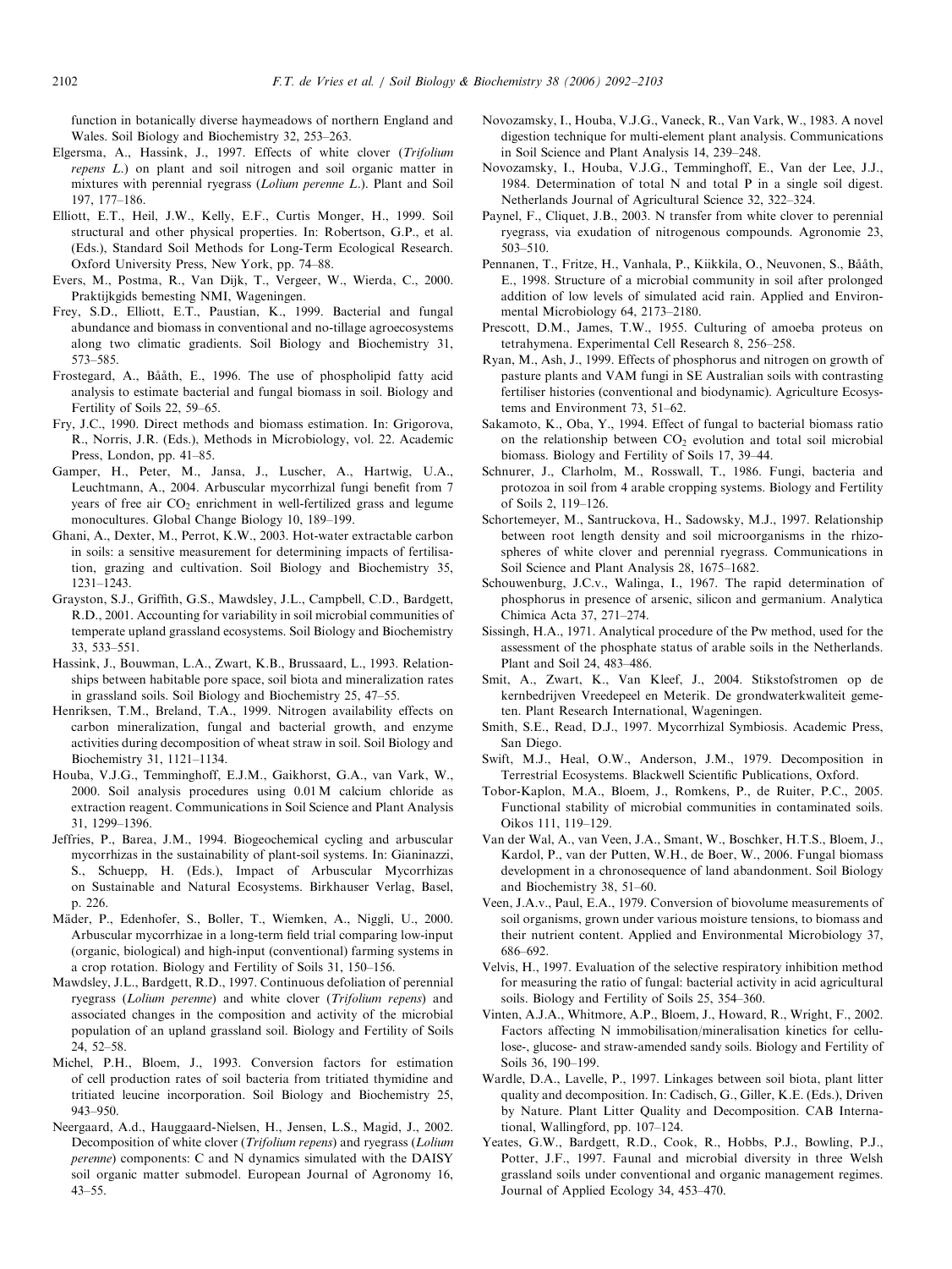function in botanically diverse haymeadows of northern England and Wales. Soil Biology and Biochemistry 32, 253–263.

Elgersma, A., Hassink, J., 1997. Effects of white clover (*Trifolium repens L.*) on plant and soil nitrogen and soil organic matter in mixtures with perennial ryegrass (*Lolium perenne L.*). Plant and Soil 197, 177–186.

Elliott, E.T., Heil, J.W., Kelly, E.F., Curtis Monger, H., 1999. Soil structural and other physical properties. In: Robertson, G.P., et al. (Eds.), Standard Soil Methods for Long-Term Ecological Research. Oxford University Press, New York, pp. 74–88.

Evers, M., Postma, R., Van Dijk, T., Vergeer, W., Wierda, C., 2000. Praktijkgids bemesting NMI, Wageningen.

Frey, S.D., Elliott, E.T., Paustian, K., 1999. Bacterial and fungal abundance and biomass in conventional and no-tillage agroecosystems along two climatic gradients. Soil Biology and Biochemistry 31, 573–585.

Frostegard, A., Bååth, E., 1996. The use of phospholipid fatty acid analysis to estimate bacterial and fungal biomass in soil. Biology and Fertility of Soils 22, 59–65.

Fry, J.C., 1990. Direct methods and biomass estimation. In: Grigorova, R., Norris, J.R. (Eds.), Methods in Microbiology, vol. 22. Academic Press, London, pp. 41–85.

Gamper, H., Peter, M., Jansa, J., Luscher, A., Hartwig, U.A., Leuchtmann, A., 2004. Arbuscular mycorrhizal fungi benefit from 7 years of free air $CO_2$ enrichment in well-fertilized grass and legume monocultures. Global Change Biology 10, 189–199.

Ghani, A., Dexter, M., Perrot, K.W., 2003. Hot-water extractable carbon in soils: a sensitive measurement for determining impacts of fertilisation, grazing and cultivation. Soil Biology and Biochemistry 35, 1231–1243.

Grayston, S.J., Griffith, G.S., Mawdsley, J.L., Campbell, C.D., Bardgett, R.D., 2001. Accounting for variability in soil microbial communities of temperate upland grassland ecosystems. Soil Biology and Biochemistry 33, 533–551.

Hassink, J., Bouwman, L.A., Zwart, K.B., Brussaard, L., 1993. Relationships between habitable pore space, soil biota and mineralization rates in grassland soils. Soil Biology and Biochemistry 25, 47–55.

Henriksen, T.M., Breland, T.A., 1999. Nitrogen availability effects on carbon mineralization, fungal and bacterial growth, and enzyme activities during decomposition of wheat straw in soil. Soil Biology and Biochemistry 31, 1121–1134.

Houba, V.J.G., Temminghoff, E.J.M., Gaikhorst, G.A., van Vark, W., 2000. Soil analysis procedures using 0.01 M calcium chloride as extraction reagent. Communications in Soil Science and Plant Analysis 31, 1299–1396.

Jeffries, P., Barea, J.M., 1994. Biogeochemical cycling and arbuscular mycorrhizas in the sustainability of plant-soil systems. In: Gianinazzi, S., Schuepp, H. (Eds.), Impact of Arbuscular Mycorrhizas on Sustainable and Natural Ecosystems. Birkhauser Verlag, Basel, p. 226.

Mäder, P., Edenhofer, S., Boller, T., Wiemken, A., Niggli, U., 2000. Arbuscular mycorrhizae in a long-term field trial comparing low-input (organic, biological) and high-input (conventional) farming systems in a crop rotation. Biology and Fertility of Soils 31, 150–156.

Mawdsley, J.L., Bardgett, R.D., 1997. Continuous defoliation of perennial ryegrass (*Lolium perenne*) and white clover (*Trifolium repens*) and associated changes in the composition and activity of the microbial population of an upland grassland soil. Biology and Fertility of Soils 24, 52–58.

Michel, P.H., Bloem, J., 1993. Conversion factors for estimation of cell production rates of soil bacteria from tritiated thymidine and tritiated leucine incorporation. Soil Biology and Biochemistry 25, 943–950.

Neergaard, A.d., Hauggaard-Nielsen, H., Jensen, L.S., Magid, J., 2002. Decomposition of white clover (*Trifolium repens*) and ryegrass (*Lolium perenne*) components: C and N dynamics simulated with the DAISY soil organic matter submodel. European Journal of Agronomy 16, 43–55.

Novozamsky, I., Houba, V.J.G., Vaneck, R., Van Vark, W., 1983. A novel digestion technique for multi-element plant analysis. Communications in Soil Science and Plant Analysis 14, 239–248.

Novozamsky, I., Houba, V.J.G., Temminghoff, E., Van der Lee, J.J., 1984. Determination of total N and total P in a single soil digest. Netherlands Journal of Agricultural Science 32, 322–324.

Paynel, F., Cliquet, J.B., 2003. N transfer from white clover to perennial ryegrass, via exudation of nitrogenous compounds. Agronomie 23, 503–510.

Pennanen, T., Fritze, H., Vanhala, P., Kiikkila, O., Neuvonen, S., Bååth, E., 1998. Structure of a microbial community in soil after prolonged addition of low levels of simulated acid rain. Applied and Environmental Microbiology 64, 2173–2180.

Prescott, D.M., James, T.W., 1955. Culturing of amoeba proteus on tetrahymena. Experimental Cell Research 8, 256–258.

Ryan, M., Ash, J., 1999. Effects of phosphorus and nitrogen on growth of pasture plants and VAM fungi in SE Australian soils with contrasting fertiliser histories (conventional and biodynamic). Agriculture Ecosystems and Environment 73, 51–62.

Sakamoto, K., Oba, Y., 1994. Effect of fungal to bacterial biomass ratio on the relationship between $CO_2$ evolution and total soil microbial biomass. Biology and Fertility of Soils 17, 39–44.

Schnurer, J., Clarholm, M., Rosswall, T., 1986. Fungi, bacteria and protozoa in soil from 4 arable cropping systems. Biology and Fertility of Soils 2, 119–126.

Schortemeyer, M., Santruckova, H., Sadowsky, M.J., 1997. Relationship between root length density and soil microorganisms in the rhizospheres of white clover and perennial ryegrass. Communications in Soil Science and Plant Analysis 28, 1675–1682.

Schouwenburg, J.C.v., Walinga, I., 1967. The rapid determination of phosphorus in presence of arsenic, silicon and germanium. Analytica Chimica Acta 37, 271–274.

Sissingh, H.A., 1971. Analytical procedure of the Pw method, used for the assessment of the phosphate status of arable soils in the Netherlands. Plant and Soil 24, 483–486.

Smit, A., Zwart, K., Van Kleef, J., 2004. Stikstofstromen op de kernbedrijven Vreedepeel en Meterik. De grondwaterkwaliteit gemeten. Plant Research International, Wageningen.

Smith, S.E., Read, D.J., 1997. Mycorrhizal Symbiosis. Academic Press, San Diego.

Swift, M.J., Heal, O.W., Anderson, J.M., 1979. Decomposition in Terrestrial Ecosystems. Blackwell Scientific Publications, Oxford.

Tobor-Kaplon, M.A., Bloem, J., Romkens, P., de Ruiter, P.C., 2005. Functional stability of microbial communities in contaminated soils. Oikos 111, 119–129.

Van der Wal, A., van Veen, J.A., Smant, W., Boschker, H.T.S., Bloem, J., Kardol, P., van der Putten, W.H., de Boer, W., 2006. Fungal biomass development in a chronosequence of land abandonment. Soil Biology and Biochemistry 38, 51–60.

Veen, J.A.v., Paul, E.A., 1979. Conversion of biovolume measurements of soil organisms, grown under various moisture tensions, to biomass and their nutrient content. Applied and Environmental Microbiology 37, 686–692.

Velvis, H., 1997. Evaluation of the selective respiratory inhibition method for measuring the ratio of fungal: bacterial activity in acid agricultural soils. Biology and Fertility of Soils 25, 354–360.

Vinten, A.J.A., Whitmore, A.P., Bloem, J., Howard, R., Wright, F., 2002. Factors affecting N immobilisation/mineralisation kinetics for cellulose-, glucose- and straw-amended sandy soils. Biology and Fertility of Soils 36, 190–199.

Wardle, D.A., Lavelle, P., 1997. Linkages between soil biota, plant litter quality and decomposition. In: Cadisch, G., Giller, K.E. (Eds.), Driven by Nature. Plant Litter Quality and Decomposition. CAB International, Wallingford, pp. 107–124.

Yeates, G.W., Bardgett, R.D., Cook, R., Hobbs, P.J., Bowling, P.J., Potter, J.F., 1997. Faunal and microbial diversity in three Welsh grassland soils under conventional and organic management regimes. Journal of Applied Ecology 34, 453–470.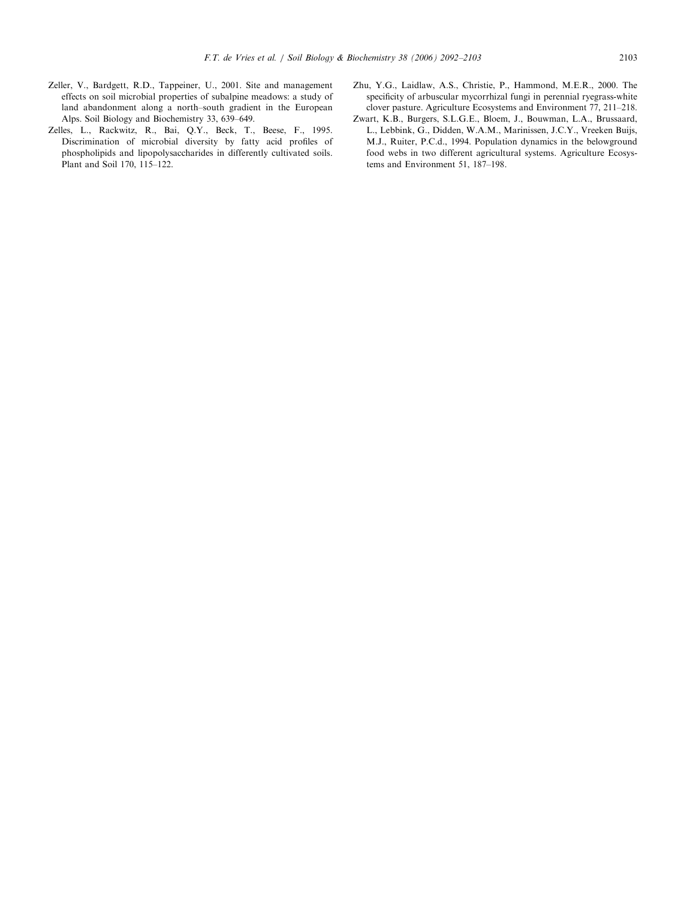Zeller, V., Bardgett, R.D., Tappeiner, U., 2001. Site and management effects on soil microbial properties of subalpine meadows: a study of land abandonment along a north–south gradient in the European Alps. Soil Biology and Biochemistry 33, 639–649.

Zelles, L., Rackwitz, R., Bai, Q.Y., Beck, T., Beese, F., 1995. Discrimination of microbial diversity by fatty acid profiles of phospholipids and lipopolysaccharides in differently cultivated soils. Plant and Soil 170, 115–122.

Zhu, Y.G., Laidlaw, A.S., Christie, P., Hammond, M.E.R., 2000. The specificity of arbuscular mycorrhizal fungi in perennial ryegrass-white clover pasture. Agriculture Ecosystems and Environment 77, 211–218.

Zwart, K.B., Burgers, S.L.G.E., Bloem, J., Bouwman, L.A., Brussaard, L., Lebbink, G., Didden, W.A.M., Marinissen, J.C.Y., Vreeken Buijs, M.J., Ruiter, P.C.d., 1994. Population dynamics in the belowground food webs in two different agricultural systems. Agriculture Ecosystems and Environment 51, 187–198.